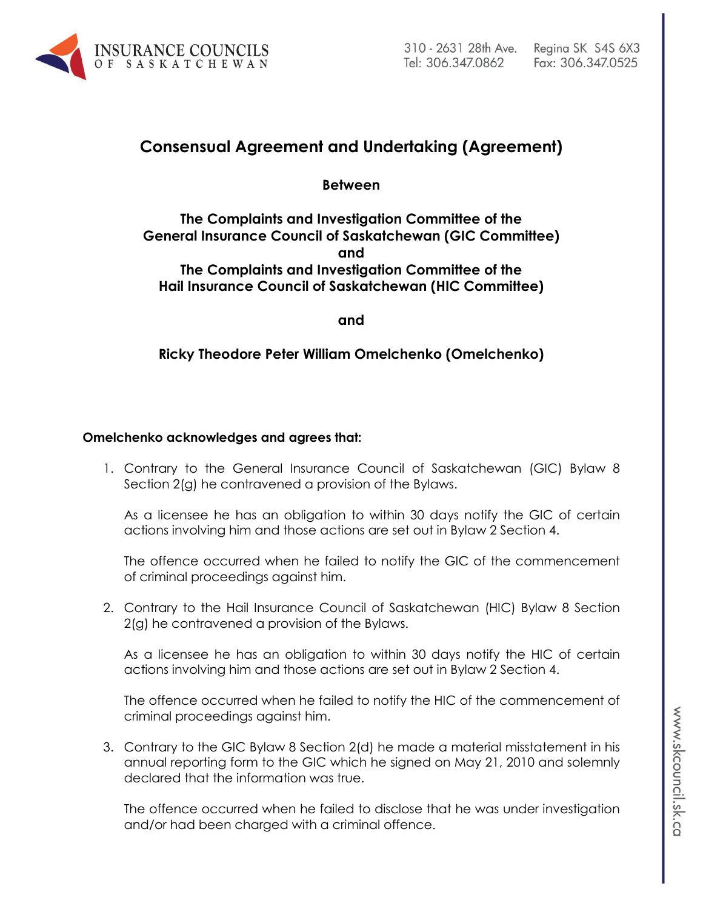# Consensual Agreement and Undertaking (Agreement)

**Between**

**The Complaints and Investigation Committee of the General Insurance Council of Saskatchewan (GIC Committee)**
**and**
**The Complaints and Investigation Committee of the Hail Insurance Council of Saskatchewan (HIC Committee)**

**and**

**Ricky Theodore Peter William Omelchenko (Omelchenko)**

**Omelchenko acknowledges and agrees that:**

1. Contrary to the General Insurance Council of Saskatchewan (GIC) Bylaw 8 Section 2(g) he contravened a provision of the Bylaws.

   As a licensee he has an obligation to within 30 days notify the GIC of certain actions involving him and those actions are set out in Bylaw 2 Section 4.

   The offence occurred when he failed to notify the GIC of the commencement of criminal proceedings against him.

2. Contrary to the Hail Insurance Council of Saskatchewan (HIC) Bylaw 8 Section 2(g) he contravened a provision of the Bylaws.

   As a licensee he has an obligation to within 30 days notify the HIC of certain actions involving him and those actions are set out in Bylaw 2 Section 4.

   The offence occurred when he failed to notify the HIC of the commencement of criminal proceedings against him.

3. Contrary to the GIC Bylaw 8 Section 2(d) he made a material misstatement in his annual reporting form to the GIC which he signed on May 21, 2010 and solemnly declared that the information was true.

   The offence occurred when he failed to disclose that he was under investigation and/or had been charged with a criminal offence.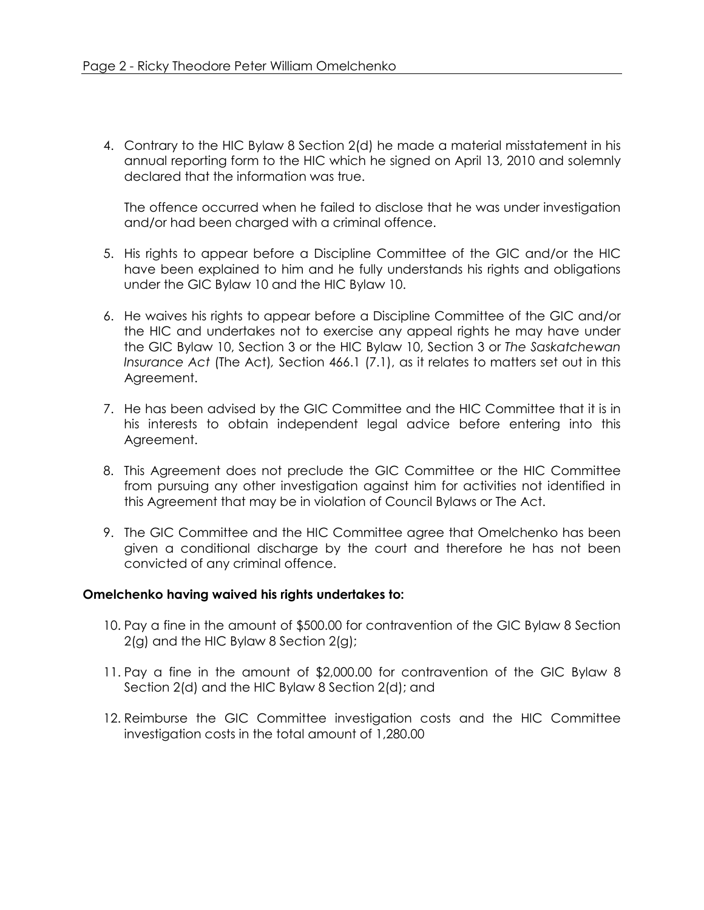4. Contrary to the HIC Bylaw 8 Section 2(d) he made a material misstatement in his annual reporting form to the HIC which he signed on April 13, 2010 and solemnly declared that the information was true.

   The offence occurred when he failed to disclose that he was under investigation and/or had been charged with a criminal offence.

5. His rights to appear before a Discipline Committee of the GIC and/or the HIC have been explained to him and he fully understands his rights and obligations under the GIC Bylaw 10 and the HIC Bylaw 10.

6. He waives his rights to appear before a Discipline Committee of the GIC and/or the HIC and undertakes not to exercise any appeal rights he may have under the GIC Bylaw 10, Section 3 or the HIC Bylaw 10, Section 3 or *The Saskatchewan Insurance Act* (The Act), Section 466.1 (7.1), as it relates to matters set out in this Agreement.

7. He has been advised by the GIC Committee and the HIC Committee that it is in his interests to obtain independent legal advice before entering into this Agreement.

8. This Agreement does not preclude the GIC Committee or the HIC Committee from pursuing any other investigation against him for activities not identified in this Agreement that may be in violation of Council Bylaws or The Act.

9. The GIC Committee and the HIC Committee agree that Omelchenko has been given a conditional discharge by the court and therefore he has not been convicted of any criminal offence.

**Omelchenko having waived his rights undertakes to:**

10. Pay a fine in the amount of $500.00 for contravention of the GIC Bylaw 8 Section 2(g) and the HIC Bylaw 8 Section 2(g);

11. Pay a fine in the amount of $2,000.00 for contravention of the GIC Bylaw 8 Section 2(d) and the HIC Bylaw 8 Section 2(d); and

12. Reimburse the GIC Committee investigation costs and the HIC Committee investigation costs in the total amount of 1,280.00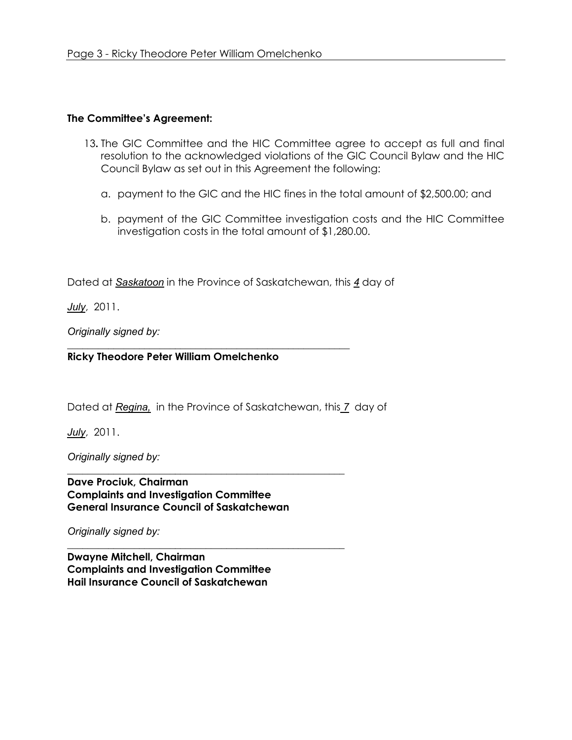**The Committee's Agreement:**

13. The GIC Committee and the HIC Committee agree to accept as full and final resolution to the acknowledged violations of the GIC Council Bylaw and the HIC Council Bylaw as set out in this Agreement the following:

    a. payment to the GIC and the HIC fines in the total amount of $2,500.00; and

    b. payment of the GIC Committee investigation costs and the HIC Committee investigation costs in the total amount of $1,280.00.

Dated at ***Saskatoon*** in the Province of Saskatchewan, this ***4*** day of

***July***, 2011.

*Originally signed by:*

______________________________________________

**Ricky Theodore Peter William Omelchenko**

Dated at ***Regina,*** in the Province of Saskatchewan, this ***7*** day of

***July***, 2011.

*Originally signed by:*

______________________________________________

**Dave Prociuk, Chairman**
**Complaints and Investigation Committee**
**General Insurance Council of Saskatchewan**

*Originally signed by:*

______________________________________________

**Dwayne Mitchell, Chairman**
**Complaints and Investigation Committee**
**Hail Insurance Council of Saskatchewan**